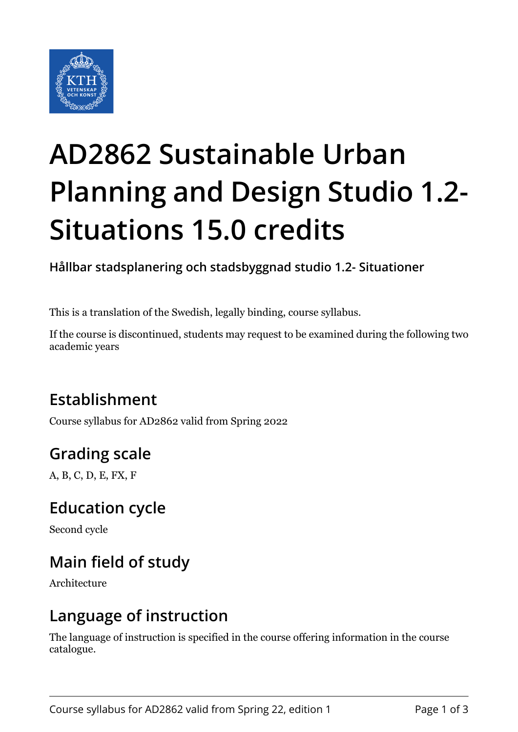# AD2862 Sustainable Urban Planning and Design Studio 1.2- Situations 15.0 credits

**Hållbar stadsplanering och stadsbyggnad studio 1.2- Situationer**

This is a translation of the Swedish, legally binding, course syllabus.

If the course is discontinued, students may request to be examined during the following two academic years

## Establishment

Course syllabus for AD2862 valid from Spring 2022

## Grading scale

A, B, C, D, E, FX, F

## Education cycle

Second cycle

## Main field of study

Architecture

## Language of instruction

The language of instruction is specified in the course offering information in the course catalogue.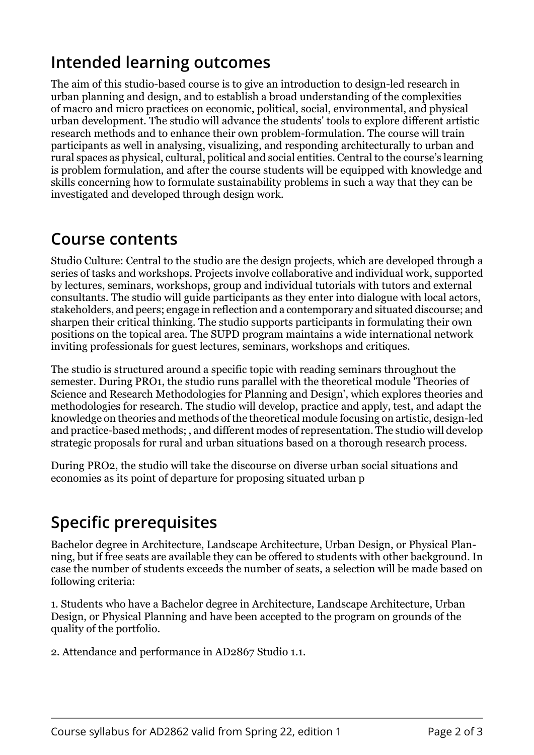## Intended learning outcomes

The aim of this studio-based course is to give an introduction to design-led research in urban planning and design, and to establish a broad understanding of the complexities of macro and micro practices on economic, political, social, environmental, and physical urban development. The studio will advance the students' tools to explore different artistic research methods and to enhance their own problem-formulation. The course will train participants as well in analysing, visualizing, and responding architecturally to urban and rural spaces as physical, cultural, political and social entities. Central to the course's learning is problem formulation, and after the course students will be equipped with knowledge and skills concerning how to formulate sustainability problems in such a way that they can be investigated and developed through design work.

## Course contents

Studio Culture: Central to the studio are the design projects, which are developed through a series of tasks and workshops. Projects involve collaborative and individual work, supported by lectures, seminars, workshops, group and individual tutorials with tutors and external consultants. The studio will guide participants as they enter into dialogue with local actors, stakeholders, and peers; engage in reflection and a contemporary and situated discourse; and sharpen their critical thinking. The studio supports participants in formulating their own positions on the topical area. The SUPD program maintains a wide international network inviting professionals for guest lectures, seminars, workshops and critiques.

The studio is structured around a specific topic with reading seminars throughout the semester. During PRO1, the studio runs parallel with the theoretical module 'Theories of Science and Research Methodologies for Planning and Design', which explores theories and methodologies for research. The studio will develop, practice and apply, test, and adapt the knowledge on theories and methods of the theoretical module focusing on artistic, design-led and practice-based methods; , and different modes of representation. The studio will develop strategic proposals for rural and urban situations based on a thorough research process.

During PRO2, the studio will take the discourse on diverse urban social situations and economies as its point of departure for proposing situated urban p

## Specific prerequisites

Bachelor degree in Architecture, Landscape Architecture, Urban Design, or Physical Planning, but if free seats are available they can be offered to students with other background. In case the number of students exceeds the number of seats, a selection will be made based on following criteria:

1. Students who have a Bachelor degree in Architecture, Landscape Architecture, Urban Design, or Physical Planning and have been accepted to the program on grounds of the quality of the portfolio.

2. Attendance and performance in AD2867 Studio 1.1.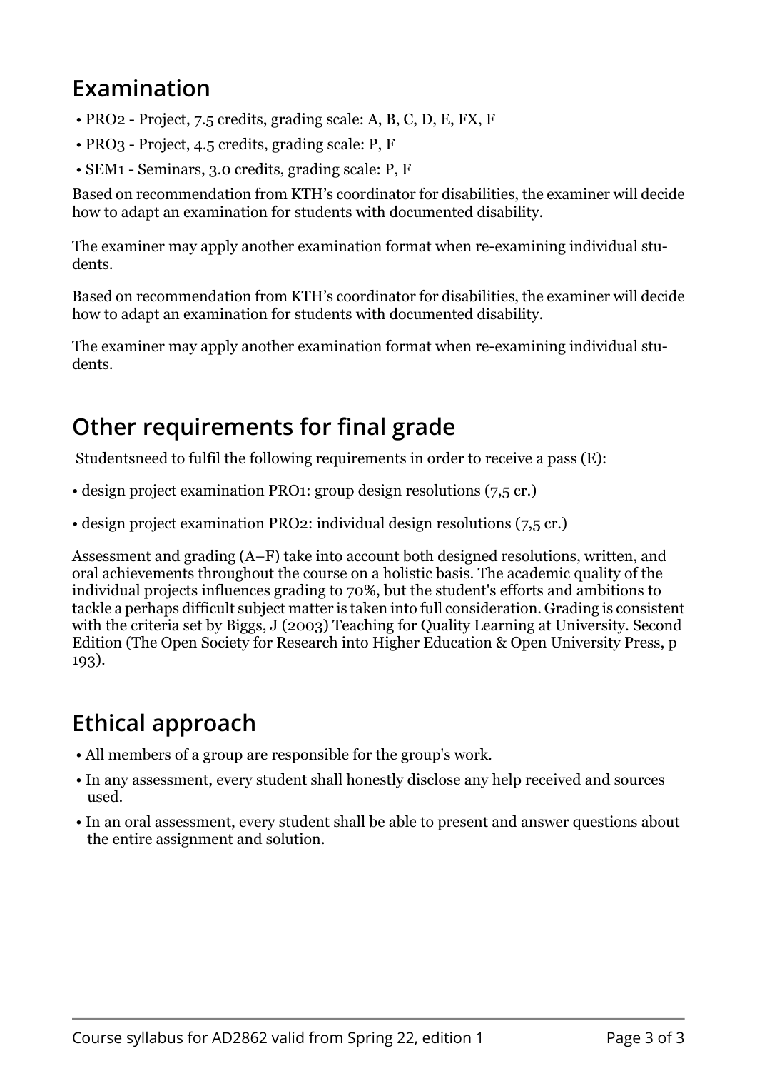## Examination

- PRO2 - Project, 7.5 credits, grading scale: A, B, C, D, E, FX, F
- PRO3 - Project, 4.5 credits, grading scale: P, F
- SEM1 - Seminars, 3.0 credits, grading scale: P, F

Based on recommendation from KTH's coordinator for disabilities, the examiner will decide how to adapt an examination for students with documented disability.

The examiner may apply another examination format when re-examining individual students.

Based on recommendation from KTH's coordinator for disabilities, the examiner will decide how to adapt an examination for students with documented disability.

The examiner may apply another examination format when re-examining individual students.

## Other requirements for final grade

Studentsneed to fulfil the following requirements in order to receive a pass (E):

• design project examination PRO1: group design resolutions (7,5 cr.)

• design project examination PRO2: individual design resolutions (7,5 cr.)

Assessment and grading (A–F) take into account both designed resolutions, written, and oral achievements throughout the course on a holistic basis. The academic quality of the individual projects influences grading to 70%, but the student's efforts and ambitions to tackle a perhaps difficult subject matter is taken into full consideration. Grading is consistent with the criteria set by Biggs, J (2003) Teaching for Quality Learning at University. Second Edition (The Open Society for Research into Higher Education & Open University Press, p 193).

## Ethical approach

- All members of a group are responsible for the group's work.
- In any assessment, every student shall honestly disclose any help received and sources used.
- In an oral assessment, every student shall be able to present and answer questions about the entire assignment and solution.